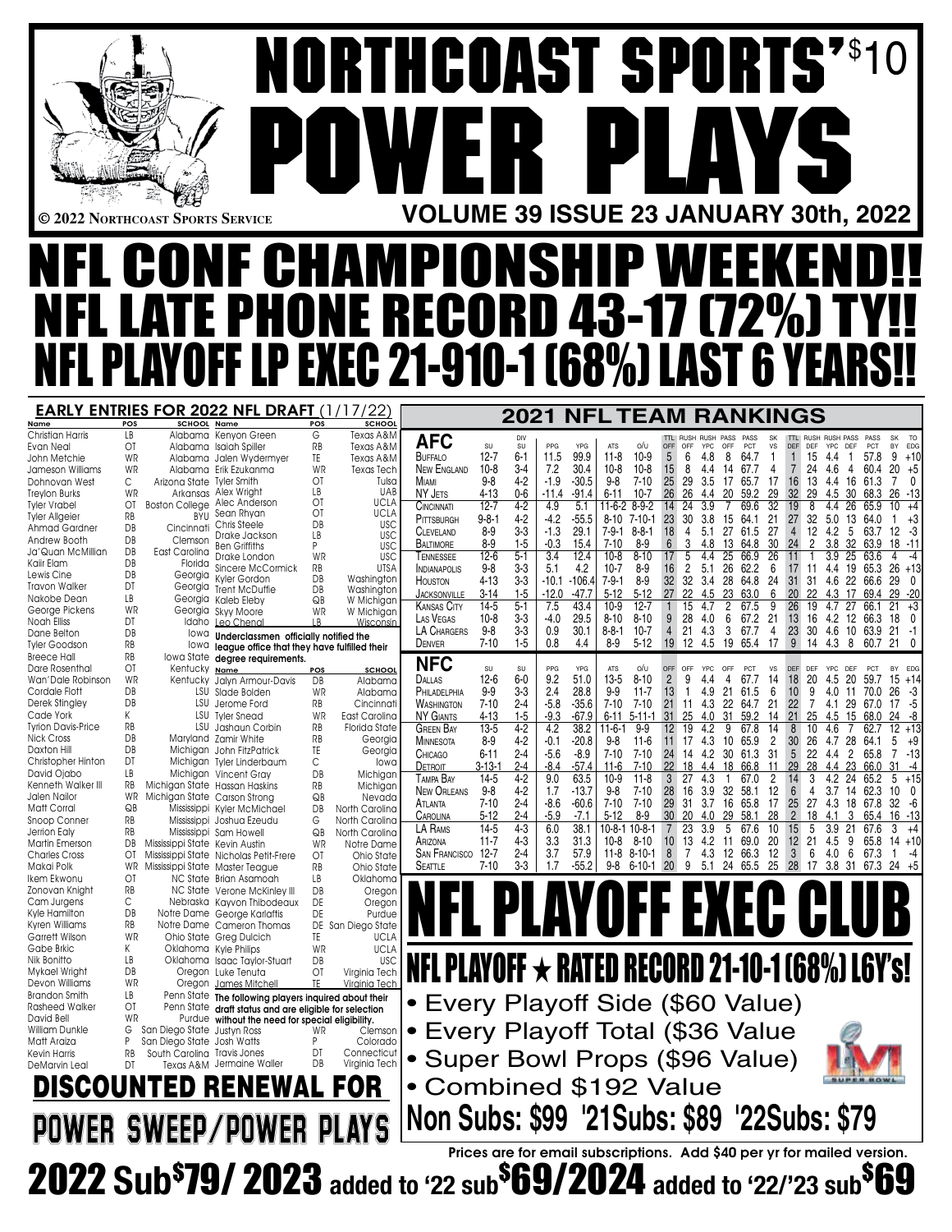# NORTHCOAST SPORTS' POWER PLAYS $10

© 2022 Northcoast Sports Service

**VOLUME 39 ISSUE 23 JANUARY 30th, 2022**

# NFL CONF CHAMPIONSHIP WEEKEND!!
# NFL LATE PHONE RECORD 43-17 (72%) TY!!
# NFL PLAYOFF LP EXEC 21-910-1 (68%) LAST 6 YEARS!!

## EARLY ENTRIES FOR 2022 NFL DRAFT (1/17/22)

| Name | POS | SCHOOL | Name | POS | SCHOOL |
|---|---|---|---|---|---|
| Christian Harris | LB | Alabama | Kenyon Green | G | Texas A&M |
| Evan Neal | OT | Alabama | Isaiah Spiller | RB | Texas A&M |
| John Metchie | WR | Alabama | Jalen Wydermyer | TE | Texas A&M |
| Jameson Williams | WR | Alabama | Erik Ezukanma | WR | Texas Tech |
| Dohnovan West | C | Arizona State | Tyler Smith | OT | Tulsa |
| Treylon Burks | WR | Arkansas | Alex Wright | LB | UAB |
| Tyler Vrabel | OT | Boston College | Alec Anderson | OT | UCLA |
| Tyler Allgeier | RB | BYU | Sean Rhyan | OT | UCLA |
| Ahmad Gardner | DB | Cincinnati | Chris Steele | DB | USC |
| Andrew Booth | DB | Clemson | Drake Jackson | LB | USC |
| Ja'Quan McMillian | DB | East Carolina | Ben Griffiths | P | USC |
| Kaiir Elam | DB | Florida | Drake London | WR | USC |
| Lewis Cine | DB | Georgia | Sincere McCormick | RB | UTSA |
| Travon Walker | DT | Georgia | Kyler Gordon | DB | Washington |
| Nakobe Dean | LB | Georgia | Trent McDuffie | DB | Washington |
| George Pickens | WR | Georgia | Kaleb Eleby | QB | W Michigan |
| Noah Elliss | DT | Idaho | Skyy Moore | WR | W Michigan |
| Dane Belton | DB | Iowa | Leo Chenal | LB | Wisconsin |
| Tyler Goodson | RB | Iowa | | | |
| Breece Hall | RB | Iowa State | | | |
| Dare Rosenthal | OT | Kentucky | | | |
| Wan'Dale Robinson | WR | Kentucky | | | |
| Cordale Flott | DB | LSU | | | |
| Derek Stingley | DB | LSU | | | |
| Cade York | K | LSU | | | |
| Tyrion Davis-Price | RB | LSU | | | |
| Nick Cross | DB | Maryland | | | |
| Daxton Hill | DB | Michigan | | | |
| Christopher Hinton | DT | Michigan | | | |
| David Ojabo | LB | Michigan | | | |
| Kenneth Walker III | RB | Michigan State | | | |
| Jalen Nailor | WR | Michigan State | | | |
| Matt Corral | QB | Mississippi | | | |
| Snoop Conner | RB | Mississippi | | | |
| Jerrion Ealy | RB | Mississippi | | | |
| Martin Emerson | DB | Mississippi State | | | |
| Charles Cross | OT | Mississippi State | | | |
| Makai Polk | WR | Mississippi State | | | |
| Ikem Ekwonu | OT | NC State | | | |
| Zonovan Knight | RB | NC State | | | |
| Cam Jurgens | C | Nebraska | | | |
| Kyle Hamilton | DB | Notre Dame | | | |
| Kyren Williams | RB | Notre Dame | | | |
| Garrett Wilson | WR | Ohio State | | | |
| Gabe Brkic | K | Oklahoma | | | |
| Nik Bonitto | LB | Oklahoma | | | |
| Mykael Wright | DB | Oregon | | | |
| Devon Williams | WR | Oregon | | | |
| Brandon Smith | LB | Penn State | | | |
| Rasheed Walker | OT | Penn State | | | |
| David Bell | WR | Purdue | | | |
| William Dunkle | G | San Diego State | | | |
| Matt Araiza | P | San Diego State | | | |
| Kevin Harris | RB | South Carolina | | | |
| DeMarvin Leal | DT | Texas A&M | | | |

**Underclassmen officially notified the league office that they have fulfilled their degree requirements.**

| Name | POS | SCHOOL |
|---|---|---|
| Jalyn Armour-Davis | DB | Alabama |
| Slade Bolden | WR | Alabama |
| Jerome Ford | RB | Cincinnati |
| Tyler Snead | WR | East Carolina |
| Jashaun Corbin | RB | Florida State |
| Zamir White | RB | Georgia |
| John FitzPatrick | TE | Georgia |
| Tyler Linderbaum | C | Iowa |
| Vincent Gray | DB | Michigan |
| Hassan Haskins | RB | Michigan |
| Carson Strong | QB | Nevada |
| Kyler McMichael | DB | North Carolina |
| Joshua Ezeudu | G | North Carolina |
| Sam Howell | QB | North Carolina |
| Kevin Austin | WR | Notre Dame |
| Nicholas Petit-Frere | OT | Ohio State |
| Master Teague | RB | Ohio State |
| Brian Asamoah | LB | Oklahoma |
| Verone McKinley III | DB | Oregon |
| Kayvon Thibodeaux | DE | Oregon |
| George Karlaftis | DE | Purdue |
| Cameron Thomas | DE | San Diego State |
| Greg Dulcich | TE | UCLA |
| Kyle Philips | WR | UCLA |
| Isaac Taylor-Stuart | DB | USC |
| Luke Tenuta | OT | Virginia Tech |
| James Mitchell | TE | Virginia Tech |

**The following players inquired about their draft status and are eligible for selection without the need for special eligibility.**

| Name | POS | SCHOOL |
|---|---|---|
| Justyn Ross | WR | Clemson |
| Josh Watts | P | Colorado |
| Travis Jones | DT | Connecticut |
| Jermaine Waller | DB | Virginia Tech |

## 2021 NFL TEAM RANKINGS

| AFC | SU | DIV SU | PPG | YPG | ATS | O/U | TTL OFF | RUSH OFF | RUSH YPC | PASS OFF | PASS PCT | SK VS | TTL DEF | RUSH DEF | RUSH YPC | PASS DEF | PASS PCT | SK BY | TO EDG |
|---|---|---|---|---|---|---|---|---|---|---|---|---|---|---|---|---|---|---|---|
| Buffalo | 12-7 | 6-1 | 11.5 | 99.9 | 11-8 | 10-9 | 5 | 6 | 4.8 | 8 | 64.7 | 1 | 1 | 15 | 4.4 | 1 | 57.8 | 9 | +10 |
| New England | 10-8 | 3-4 | 7.2 | 30.4 | 10-8 | 10-8 | 15 | 8 | 4.4 | 14 | 67.7 | 4 | 7 | 24 | 4.6 | 4 | 60.4 | 20 | +5 |
| Miami | 9-8 | 4-2 | -1.9 | -30.5 | 9-8 | 7-10 | 25 | 29 | 3.5 | 17 | 65.7 | 17 | 16 | 13 | 4.4 | 16 | 61.3 | 7 | 0 |
| NY Jets | 4-13 | 0-6 | -11.4 | -91.4 | 6-11 | 10-7 | 26 | 26 | 4.4 | 20 | 59.2 | 29 | 32 | 29 | 4.5 | 30 | 68.3 | 26 | -13 |
| Cincinnati | 12-7 | 4-2 | 4.9 | 5.1 | 11-6-2 | 8-9-2 | 14 | 24 | 3.9 | 7 | 69.6 | 32 | 19 | 8 | 4.4 | 26 | 65.9 | 10 | +4 |
| Pittsburgh | 9-8-1 | 4-2 | -4.2 | -55.5 | 8-10 | 7-10-1 | 23 | 30 | 3.8 | 15 | 64.1 | 21 | 27 | 32 | 5.0 | 13 | 64.0 | 1 | +3 |
| Cleveland | 8-9 | 3-3 | -1.3 | 29.1 | 7-9-1 | 8-8-1 | 18 | 4 | 5.1 | 27 | 61.5 | 27 | 4 | 12 | 4.2 | 5 | 63.7 | 12 | -3 |
| Baltimore | 8-9 | 1-5 | -0.3 | 15.4 | 7-10 | 8-9 | 6 | 3 | 4.8 | 13 | 64.8 | 30 | 24 | 2 | 3.8 | 32 | 63.9 | 18 | -11 |
| Tennessee | 12-6 | 5-1 | 3.4 | 12.4 | 10-8 | 8-10 | 17 | 5 | 4.4 | 25 | 66.9 | 26 | 11 | 1 | 3.9 | 25 | 63.6 | 4 | -4 |
| Indianapolis | 9-8 | 3-3 | 5.1 | 4.2 | 10-7 | 8-9 | 16 | 2 | 5.1 | 26 | 62.2 | 6 | 17 | 11 | 4.4 | 19 | 65.3 | 26 | +13 |
| Houston | 4-13 | 3-3 | -10.1 | -106.4 | 7-9-1 | 8-9 | 32 | 32 | 3.4 | 28 | 64.8 | 24 | 31 | 31 | 4.6 | 22 | 66.6 | 29 | 0 |
| Jacksonville | 3-14 | 1-5 | -12.0 | -47.7 | 5-12 | 5-12 | 27 | 22 | 4.5 | 23 | 63.0 | 6 | 20 | 22 | 4.3 | 17 | 69.4 | 29 | -20 |
| Kansas City | 14-5 | 5-1 | 7.5 | 43.4 | 10-9 | 12-7 | 1 | 15 | 4.7 | 2 | 67.5 | 9 | 26 | 19 | 4.7 | 27 | 66.1 | 21 | +3 |
| Las Vegas | 10-8 | 3-3 | -4.0 | 29.5 | 8-10 | 8-10 | 9 | 28 | 4.0 | 6 | 67.2 | 21 | 13 | 16 | 4.2 | 12 | 66.3 | 18 | 0 |
| LA Chargers | 9-8 | 3-3 | 0.9 | 30.1 | 8-8-1 | 10-7 | 4 | 21 | 4.3 | 3 | 67.7 | 4 | 23 | 30 | 4.6 | 10 | 63.9 | 21 | -1 |
| Denver | 7-10 | 1-5 | 0.8 | 4.4 | 8-9 | 5-12 | 19 | 12 | 4.5 | 19 | 65.4 | 17 | 9 | 14 | 4.3 | 8 | 60.7 | 21 | 0 |

| NFC | SU | SU | PPG | YPG | ATS | O/U | OFF | OFF | YPC | OFF | PCT | VS | DEF | DEF | YPC | DEF | PCT | BY | EDG |
|---|---|---|---|---|---|---|---|---|---|---|---|---|---|---|---|---|---|---|---|
| Dallas | 12-6 | 6-0 | 9.2 | 51.0 | 13-5 | 8-10 | 2 | 9 | 4.4 | 4 | 67.7 | 14 | 18 | 20 | 4.5 | 20 | 59.7 | 15 | +14 |
| Philadelphia | 9-9 | 3-3 | 2.4 | 28.8 | 9-9 | 11-7 | 13 | 1 | 4.9 | 21 | 61.5 | 6 | 10 | 9 | 4.0 | 11 | 70.0 | 26 | -3 |
| Washington | 7-10 | 2-4 | -5.8 | -35.6 | 7-10 | 7-10 | 21 | 11 | 4.3 | 22 | 64.7 | 21 | 22 | 7 | 4.1 | 29 | 67.0 | 17 | -5 |
| NY Giants | 4-13 | 1-5 | -9.3 | -67.9 | 6-11 | 5-11-1 | 31 | 25 | 4.0 | 31 | 59.2 | 14 | 21 | 25 | 4.5 | 15 | 68.0 | 24 | -8 |
| Green Bay | 13-5 | 4-2 | 4.2 | 38.2 | 11-6-1 | 9-9 | 12 | 19 | 4.2 | 9 | 67.8 | 14 | 8 | 10 | 4.6 | 7 | 62.7 | 12 | +13 |
| Minnesota | 8-9 | 4-2 | -0.1 | -20.8 | 9-8 | 11-6 | 11 | 17 | 4.3 | 10 | 65.9 | 2 | 30 | 26 | 4.7 | 28 | 64.1 | 5 | +9 |
| Chicago | 6-11 | 2-4 | -5.6 | -8.9 | 7-10 | 7-10 | 24 | 14 | 4.2 | 30 | 61.3 | 31 | 5 | 22 | 4.4 | 2 | 65.8 | 7 | -13 |
| Detroit | 3-13-1 | 2-4 | -8.4 | -57.4 | 11-6 | 7-10 | 22 | 18 | 4.4 | 18 | 66.8 | 11 | 29 | 28 | 4.4 | 23 | 66.0 | 31 | -4 |
| Tampa Bay | 14-5 | 4-2 | 9.0 | 63.5 | 10-9 | 11-8 | 3 | 27 | 4.3 | 1 | 67.0 | 2 | 14 | 3 | 4.2 | 24 | 65.2 | 5 | +15 |
| New Orleans | 9-8 | 4-2 | 1.7 | -13.7 | 9-8 | 7-10 | 28 | 16 | 3.9 | 32 | 58.1 | 12 | 6 | 4 | 3.7 | 14 | 62.3 | 10 | 0 |
| Atlanta | 7-10 | 2-4 | -8.6 | -60.6 | 7-10 | 7-10 | 29 | 31 | 3.7 | 16 | 65.8 | 17 | 25 | 27 | 4.3 | 18 | 67.8 | 32 | -6 |
| Carolina | 5-12 | 2-4 | -5.9 | -7.1 | 5-12 | 8-9 | 30 | 20 | 4.0 | 29 | 58.1 | 28 | 2 | 18 | 4.1 | 3 | 65.4 | 16 | -13 |
| LA Rams | 14-5 | 4-3 | 6.0 | 38.1 | 10-8-1 | 10-8-1 | 7 | 23 | 3.9 | 5 | 67.6 | 10 | 15 | 5 | 3.9 | 21 | 67.6 | 3 | +4 |
| Arizona | 11-7 | 4-3 | 3.3 | 31.3 | 10-8 | 8-10 | 10 | 13 | 4.2 | 11 | 69.0 | 20 | 12 | 21 | 4.5 | 9 | 65.8 | 14 | +10 |
| San Francisco | 12-7 | 2-4 | 3.7 | 57.9 | 11-8 | 8-10-1 | 8 | 7 | 4.3 | 12 | 66.3 | 12 | 3 | 6 | 4.0 | 6 | 67.3 | 1 | -4 |
| Seattle | 7-10 | 3-3 | 1.7 | -55.2 | 9-8 | 6-10-1 | 20 | 9 | 5.1 | 24 | 65.5 | 25 | 28 | 17 | 3.8 | 31 | 67.3 | 24 | +5 |

# NFL PLAYOFF EXEC CLUB

## NFL PLAYOFF ★ RATED RECORD 21-10-1 (68%) L6Y's!

- Every Playoff Side ($60 Value)
- Every Playoff Total ($36 Value
- Super Bowl Props ($96 Value)
- Combined $192 Value

**Non Subs: $99 '21Subs: $89 '22Subs: $79**

Prices are for email subscriptions. Add $40 per yr for mailed version.

## DISCOUNTED RENEWAL FOR POWER SWEEP/POWER PLAYS

## 2022 Sub $79/ 2023 added to '22 sub $69/2024 added to '22/'23 sub $69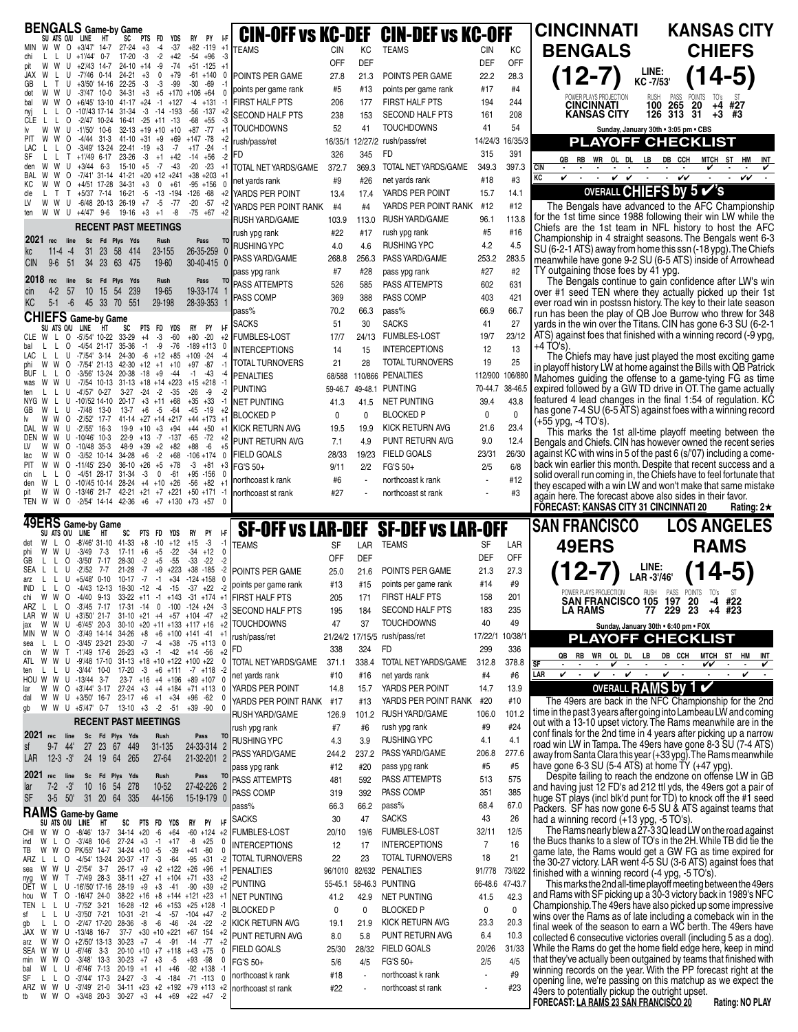# BENGALS Game-by-Game

| | SU | ATS | O/U | LINE | HT | SC | PTS | FD | YDS | RY | PY | I-F |
|---|---|---|---|---|---|---|---|---|---|---|---|---|
| MIN | W | W | O | +3/47' | 14-7 | 27-24 | +3 | -4 | -37 | +82 | -119 | +1 |
| chi | L | L | U | +1'/44' | 0-7 | 17-20 | -3 | -2 | +42 | -54 | +96 | -3 |
| pit | W | W | U | +2'/43 | 14-7 | 24-10 | +14 | -9 | -74 | +51 | -125 | +1 |
| JAX | W | L | U | -7'/46 | 0-14 | 24-21 | +3 | 0 | +79 | -61 | +140 | 0 |
| GB | L | T | U | +3/50' | 14-16 | 22-25 | -3 | -3 | -99 | -30 | -69 | -1 |
| det | W | W | U | -3'/47 | 10-0 | 34-31 | +3 | +5 | +170 | +106 | +64 | 0 |
| bal | W | W | O | +6/45' | 13-10 | 41-17 | +24 | -1 | +127 | -14 | +156 | -1 |
| nyj | L | L | O | -10'/43 | 17-14 | 31-34 | -3 | -14 | -193 | -56 | -137 | +2 |
| CLE | L | L | O | -2/47 | 10-24 | 16-41 | -25 | +11 | -13 | -68 | +55 | -3 |
| lv | W | W | U | -1'/50' | 10-6 | 32-13 | +19 | +10 | +10 | +87 | -77 | +1 |
| PIT | W | W | O | -4/44 | 31-3 | 41-10 | +31 | +9 | +69 | +147 | -78 | +2 |
| LAC | L | L | O | -3/49' | 13-24 | 22-41 | -19 | +3 | -7 | +17 | -24 | -1 |
| SF | L | L | T | +1'/49 | 6-17 | 23-26 | -3 | +1 | +42 | -14 | +56 | -1 |
| den | W | W | U | +3/44 | 6-3 | 15-10 | +5 | -7 | -43 | -20 | -23 | +1 |
| BAL | W | W | O | -7/41' | 31-14 | 41-21 | +20 | +12 | +241 | +38 | +203 | +1 |
| KC | W | W | O | +4/51 | 17-28 | 34-31 | +3 | 0 | +61 | -95 | +156 | 0 |
| cle | L | T | T | +5/37 | 7-14 | 16-21 | -5 | -13 | -194 | -126 | -68 | +2 |
| LV | W | W | U | -6/48 | 20-13 | 26-19 | +7 | -5 | -77 | -20 | -57 | +2 |
| ten | W | W | U | +4/47' | 9-6 | 19-16 | +3 | +1 | -8 | -75 | +67 | +2 |

## RECENT PAST MEETINGS

| 2021 | rec | line | Sc | Fd | Plys | Yds | Rush | Pass | TO |
|---|---|---|---|---|---|---|---|---|---|
| kc | 11-4 | -4 | 31 | 23 | 58 | 414 | 23-155 | 26-35-259 | 0 |
| CIN | 9-6 | 51 | 34 | 23 | 63 | 475 | 19-60 | 30-40-415 | 0 |
| **2018** | **rec** | **line** | **Sc** | **Fd** | **Plys** | **Yds** | **Rush** | **Pass** | **TO** |
| cin | 4-2 | 57 | 10 | 15 | 54 | 239 | 19-65 | 19-33-174 | 1 |
| KC | 5-1 | -6 | 45 | 33 | 70 | 551 | 29-198 | 28-39-353 | 1 |

# CHIEFS Game-by-Game

| | SU | ATS | O/U | LINE | HT | SC | PTS | FD | YDS | RY | PY | I-F |
|---|---|---|---|---|---|---|---|---|---|---|---|---|
| CLE | W | L | O | -5/54' | 10-22 | 33-29 | +4 | -3 | -60 | +80 | -20 | +2 |
| bal | L | L | O | -4/54 | 21-17 | 35-36 | -1 | -9 | -76 | -189 | +113 | 0 |
| LAC | L | L | U | -7/54' | 3-14 | 24-30 | -6 | +12 | +85 | +109 | -24 | -4 |
| phi | W | W | O | -7/54' | 21-13 | 42-30 | +12 | +1 | +10 | +97 | -87 | -1 |
| BUF | L | L | O | -3/56' | 13-24 | 20-38 | -18 | +9 | -44 | -1 | -43 | -4 |
| was | W | W | U | -7/54 | 10-13 | 31-13 | +18 | +14 | +223 | +15 | +218 | -1 |
| ten | L | L | U | -4/57' | 0-27 | 3-27 | -24 | -2 | -35 | -26 | -9 | -2 |
| NYG | W | L | U | -10'/52 | 14-10 | 20-17 | +3 | +11 | +68 | +35 | +33 | -1 |
| GB | W | L | U | -7/48 | 13-0 | 13-7 | +6 | -5 | -64 | -45 | -19 | +2 |
| lv | W | W | O | -2'/52' | 17-7 | 41-14 | +27 | +14 | +217 | +44 | +173 | +1 |
| DAL | W | W | U | -2/55' | 16-3 | 19-9 | +10 | +3 | +94 | +44 | +50 | +1 |
| DEN | W | W | U | -10/46' | 10-3 | 22-9 | +13 | -7 | -137 | -65 | -72 | +2 |
| LV | W | W | O | -10/48 | 35-3 | 48-9 | +39 | +2 | +82 | +88 | -6 | +5 |
| lac | W | W | O | -3/52 | 10-14 | 34-28 | +6 | -2 | +68 | -106 | +174 | 0 |
| PIT | W | W | O | -11/45' | 23-0 | 36-10 | +26 | +5 | +78 | -3 | +81 | +3 |
| cin | L | L | O | -4/51 | 28-17 | 31-34 | -3 | 0 | -61 | +95 | -156 | 0 |
| den | W | L | O | -10'/45 | 10-14 | 28-24 | +4 | +10 | +26 | -56 | +82 | +1 |
| pit | W | W | O | -13/46' | 21-7 | 42-21 | +21 | +7 | +221 | +50 | +171 | -1 |
| TEN | W | W | O | -2/54' | 14-14 | 42-36 | +6 | +7 | +130 | +73 | +57 | 0 |

# CIN-OFF vs KC-DEF / CIN-DEF vs KC-OFF

| TEAMS | CIN | KC | TEAMS | CIN | KC |
|---|---|---|---|---|---|
| | OFF | DEF | | DEF | OFF |
| POINTS PER GAME | 27.8 | 21.3 | POINTS PER GAME | 22.2 | 28.3 |
| points per game rank | #5 | #13 | points per game rank | #17 | #4 |
| FIRST HALF PTS | 206 | 177 | FIRST HALF PTS | 194 | 244 |
| SECOND HALF PTS | 238 | 153 | SECOND HALF PTS | 161 | 208 |
| TOUCHDOWNS | 52 | 41 | TOUCHDOWNS | 41 | 54 |
| rush/pass/ret | 16/35/1 | 12/27/2 | rush/pass/ret | 14/24/3 | 16/35/3 |
| FD | 326 | 345 | FD | 315 | 391 |
| TOTAL NET YARDS/GAME | 372.7 | 369.3 | TOTAL NET YARDS/GAME | 349.3 | 397.3 |
| net yards rank | #9 | #26 | net yards rank | #18 | #3 |
| YARDS PER POINT | 13.4 | 17.4 | YARDS PER POINT | 15.7 | 14.1 |
| YARDS PER POINT RANK | #4 | #4 | YARDS PER POINT RANK | #12 | #12 |
| RUSH YARD/GAME | 103.9 | 113.0 | RUSH YARD/GAME | 96.1 | 113.8 |
| rush ypg rank | #22 | #17 | rush ypg rank | #5 | #16 |
| RUSHING YPC | 4.0 | 4.6 | RUSHING YPC | 4.2 | 4.5 |
| PASS YARD/GAME | 268.8 | 256.3 | PASS YARD/GAME | 253.2 | 283.5 |
| pass ypg rank | #7 | #28 | pass ypg rank | #27 | #2 |
| PASS ATTEMPTS | 526 | 585 | PASS ATTEMPTS | 602 | 631 |
| PASS COMP | 369 | 388 | PASS COMP | 403 | 421 |
| pass% | 70.2 | 66.3 | pass% | 66.9 | 66.7 |
| SACKS | 51 | 30 | SACKS | 41 | 27 |
| FUMBLES-LOST | 17/7 | 24/13 | FUMBLES-LOST | 19/7 | 23/12 |
| INTERCEPTIONS | 14 | 15 | INTERCEPTIONS | 12 | 13 |
| TOTAL TURNOVERS | 21 | 28 | TOTAL TURNOVERS | 19 | 25 |
| PENALTIES | 68/588 | 110/866 | PENALTIES | 112/900 | 106/880 |
| PUNTING | 59-46.7 | 49-48.1 | PUNTING | 70-44.7 | 38-46.5 |
| NET PUNTING | 41.3 | 41.5 | NET PUNTING | 39.4 | 43.8 |
| BLOCKED P | 0 | 0 | BLOCKED P | 0 | 0 |
| KICK RETURN AVG | 19.5 | 19.9 | KICK RETURN AVG | 21.6 | 23.4 |
| PUNT RETURN AVG | 7.1 | 4.9 | PUNT RETURN AVG | 9.0 | 12.4 |
| FIELD GOALS | 28/33 | 19/23 | FIELD GOALS | 23/31 | 26/30 |
| FG'S 50+ | 9/11 | 2/2 | FG'S 50+ | 2/5 | 6/8 |
| northcoast k rank | #6 | - | northcoast k rank | - | #12 |
| northcoast st rank | #27 | - | northcoast st rank | - | #3 |

# CINCINNATI BENGALS (12-7) vs KANSAS CITY CHIEFS (14-5)

LINE: KC -7/53'

| POWER PLAYS PROJECTION | RUSH | PASS | POINTS | TO's | ST |
|---|---|---|---|---|---|
| CINCINNATI | 100 | 265 | 20 | +4 | #27 |
| KANSAS CITY | 126 | 313 | 31 | +3 | #3 |

Sunday, January 30th • 3:05 pm • CBS

## PLAYOFF CHECKLIST

| | QB | RB | WR | OL | DL | LB | DB | CCH | MTCH | ST | HM | INT |
|---|---|---|---|---|---|---|---|---|---|---|---|---|
| CIN | - | - | - | - | - | - | - | - | ✔ | - | - | ✔ |
| KC | ✔ | - | - | ✔ | ✔ | - | - | ✔✔ | - | - | ✔✔ | - |

**OVERALL CHIEFS by 5 ✔'s**

The Bengals have advanced to the AFC Championship for the 1st time since 1988 following their win LW while the Chiefs are the 1st team in NFL history to host the AFC Championship in 4 straight seasons. The Bengals went 6-3 SU (6-2-1 ATS) away from home this ssn (-18 ypg). The Chiefs meanwhile have gone 9-2 SU (6-5 ATS) inside of Arrowhead TY outgaining those foes by 41 ypg.

The Bengals continue to gain confidence after LW's win over #1 seed TEN where they actually picked up their 1st ever road win in postssn history. The key to their late season run has been the play of QB Joe Burrow who threw for 348 yards in the win over the Titans. CIN has gone 6-3 SU (6-2-1 ATS) against foes that finished with a winning record (-9 ypg, +4 TO's).

The Chiefs may have just played the most exciting game in playoff history LW at home against the Bills with QB Patrick Mahomes guiding the offense to a game-tying FG as time expired followed by a GW TD drive in OT. The game actually featured 4 lead changes in the final 1:54 of regulation. KC has gone 7-4 SU (6-5 ATS) against foes with a winning record (+55 ypg, -4 TO's).

This marks the 1st all-time playoff meeting between the Bengals and Chiefs. CIN has however owned the recent series against KC with wins in 5 of the past 6 (s/'07) including a comeback win earlier this month. Despite that recent success and a solid overall run coming in, the Chiefs have to feel fortunate that they escaped with a win LW and won't make that same mistake again here. The forecast above also sides in their favor.

**FORECAST: KANSAS CITY 31 CINCINNATI 20** **Rating: 2★**

# 49ERS Game-by-Game

| | SU | ATS | O/U | LINE | HT | SC | PTS | FD | YDS | RY | PY | I-F |
|---|---|---|---|---|---|---|---|---|---|---|---|---|
| det | W | L | O | -8/46' | 31-10 | 41-33 | +8 | -10 | +12 | +15 | -3 | -1 |
| phi | W | W | U | -3/49 | 7-3 | 17-11 | +6 | +5 | -22 | -34 | +12 | 0 |
| GB | L | L | O | -3/50' | 7-17 | 28-30 | -2 | +5 | -55 | -33 | -22 | -2 |
| SEA | L | L | U | -2'/52 | 7-7 | 21-28 | -7 | +9 | +223 | +38 | -185 | -2 |
| arz | L | L | U | +5/48' | 0-10 | 10-17 | -7 | -1 | +34 | -124 | +158 | 0 |
| IND | L | L | O | -4/43 | 12-13 | 18-30 | -12 | -4 | -15 | -37 | +22 | -2 |
| chi | W | W | O | -4/40 | 9-13 | 33-22 | +11 | -1 | +143 | -31 | +174 | +1 |
| ARZ | L | L | O | -3/45 | 7-17 | 17-31 | -14 | 0 | -100 | -124 | +24 | -3 |
| LAR | W | W | U | +3/50' | 21-7 | 31-10 | +21 | +4 | +57 | +104 | -47 | +2 |
| jax | W | W | U | -6/45' | 20-3 | 30-10 | +20 | +11 | +133 | +117 | +16 | +2 |
| MIN | W | W | O | -3/49 | 14-14 | 34-26 | +8 | +6 | +100 | +141 | -41 | +1 |
| sea | L | L | O | -3/45' | 23-21 | 23-30 | -7 | -4 | +38 | -75 | +113 | 0 |
| cin | W | W | T | -1'/49 | 17-6 | 26-23 | +3 | -1 | -42 | +14 | -56 | +2 |
| ATL | W | W | U | -9/48 | 17-10 | 31-13 | +18 | +10 | +122 | +100 | +22 | 0 |
| ten | L | L | U | -3/44' | 10-0 | 17-20 | -3 | +6 | +111 | -7 | +118 | -2 |
| HOU | W | W | U | -13/44 | 3-7 | 23-7 | +16 | +4 | +196 | +89 | +107 | 0 |
| lar | W | W | O | +3/44' | 3-17 | 27-24 | +3 | +4 | +184 | +71 | +113 | 0 |
| dal | W | W | U | +3/50' | 16-7 | 23-17 | +6 | +1 | +34 | +96 | -62 | 0 |
| gb | W | W | U | +5/47' | 0-7 | 13-10 | +3 | -2 | -51 | +39 | -90 | 0 |

## RECENT PAST MEETINGS

| 2021 | rec | line | Sc | Fd | Plys | Yds | Rush | Pass | TO |
|---|---|---|---|---|---|---|---|---|---|
| sf | 9-7 | 44' | 27 | 23 | 67 | 449 | 31-135 | 24-33-314 | 2 |
| LAR | 12-3 | -3' | 24 | 19 | 64 | 265 | 27-64 | 21-32-201 | 2 |
| **2021** | **rec** | **line** | **Sc** | **Fd** | **Plys** | **Yds** | **Rush** | **Pass** | **TO** |
| lar | 7-2 | -3' | 10 | 16 | 54 | 278 | 10-52 | 27-42-226 | 2 |
| SF | 3-5 | 50' | 31 | 20 | 64 | 335 | 44-156 | 15-19-179 | 0 |

# RAMS Game-by-Game

| | SU | ATS | O/U | LINE | HT | SC | PTS | FD | YDS | RY | PY | I-F |
|---|---|---|---|---|---|---|---|---|---|---|---|---|
| CHI | W | W | O | -8/46' | 13-7 | 34-14 | +20 | -6 | +64 | -60 | +124 | +2 |
| ind | W | L | O | -3/48 | 10-6 | 27-24 | +3 | -1 | +17 | -8 | +25 | 0 |
| TB | W | W | O | PK/55' | 14-7 | 34-24 | +10 | -5 | -39 | +41 | -80 | 0 |
| ARZ | L | L | O | -4/54' | 13-24 | 20-37 | -17 | -3 | -64 | -95 | +31 | -2 |
| sea | W | W | U | -2'/54' | 3-7 | 26-17 | +9 | +2 | +122 | +26 | +96 | +1 |
| nyg | W | W | T | -7/49 | 28-3 | 38-11 | +27 | +1 | +104 | +71 | +33 | +2 |
| DET | W | L | O | -16'/50' | 17-16 | 28-19 | +9 | +3 | -41 | -90 | +39 | +2 |
| hou | W | T | O | -16/47 | 24-0 | 38-22 | +16 | +8 | +144 | +121 | +23 | +1 |
| TEN | L | L | U | -7/52' | 3-21 | 16-28 | -12 | +6 | +153 | +25 | +128 | -1 |
| sf | L | L | O | -3/50' | 7-21 | 10-31 | -21 | -4 | -57 | -104 | +47 | -2 |
| gb | L | L | O | -2/47 | 17-20 | 28-36 | -8 | -6 | -46 | -24 | -22 | -2 |
| JAX | W | W | U | -13/48 | 16-7 | 37-7 | +30 | +10 | +221 | +67 | +154 | +2 |
| arz | W | W | O | +2/50' | 13-13 | 30-23 | +7 | -4 | -91 | -14 | -77 | +2 |
| SEA | W | W | U | -6/46' | 3-3 | 20-10 | +10 | +7 | +118 | +43 | +75 | 0 |
| min | W | W | O | -3/48' | 13-3 | 30-23 | +7 | +3 | -5 | +93 | -98 | 0 |
| bal | W | L | U | -6/46' | 7-13 | 20-19 | +1 | +1 | +46 | -92 | +138 | -1 |
| SF | L | L | O | -3/44' | 17-3 | 24-27 | -3 | -4 | -184 | -71 | -113 | 0 |
| ARZ | W | W | U | -3/49' | 21-0 | 34-11 | +23 | +2 | +192 | +79 | +113 | +2 |
| tb | W | W | O | +3/48 | 20-3 | 30-27 | +3 | +4 | +69 | +22 | +47 | -2 |

# SF-OFF vs LAR-DEF / SF-DEF vs LAR-OFF

| TEAMS | SF | LAR | TEAMS | SF | LAR |
|---|---|---|---|---|---|
| | OFF | DEF | | DEF | OFF |
| POINTS PER GAME | 25.0 | 21.6 | POINTS PER GAME | 21.3 | 27.3 |
| points per game rank | #12 | #15 | points per game rank | #14 | #9 |
| FIRST HALF PTS | 205 | 171 | FIRST HALF PTS | 158 | 201 |
| SECOND HALF PTS | 195 | 184 | SECOND HALF PTS | 183 | 235 |
| TOUCHDOWNS | 47 | 37 | TOUCHDOWNS | 40 | 49 |
| rush/pass/ret | 21/24/2 | 17/15/5 | rush/pass/ret | 17/22/1 | 10/38/1 |
| FD | 338 | 324 | FD | 299 | 336 |
| TOTAL NET YARDS/GAME | 371.1 | 338.4 | TOTAL NET YARDS/GAME | 312.8 | 378.8 |
| net yards rank | #10 | #16 | net yards rank | #4 | #6 |
| YARDS PER POINT | 14.8 | 15.7 | YARDS PER POINT | 14.7 | 13.9 |
| YARDS PER POINT RANK | #17 | #13 | YARDS PER POINT RANK | #20 | #10 |
| RUSH YARD/GAME | 126.9 | 101.2 | RUSH YARD/GAME | 106.0 | 101.2 |
| rush ypg rank | #7 | #6 | rush ypg rank | #9 | #24 |
| RUSHING YPC | 4.3 | 3.9 | RUSHING YPC | 4.1 | 4.1 |
| PASS YARD/GAME | 244.2 | 237.2 | PASS YARD/GAME | 206.8 | 277.6 |
| pass ypg rank | #12 | #20 | pass ypg rank | #5 | #5 |
| PASS ATTEMPTS | 481 | 592 | PASS ATTEMPTS | 513 | 575 |
| PASS COMP | 319 | 392 | PASS COMP | 351 | 385 |
| pass% | 66.3 | 66.2 | pass% | 68.4 | 67.0 |
| SACKS | 30 | 47 | SACKS | 43 | 26 |
| FUMBLES-LOST | 20/10 | 19/6 | FUMBLES-LOST | 32/11 | 12/5 |
| INTERCEPTIONS | 12 | 17 | INTERCEPTIONS | 7 | 16 |
| TOTAL TURNOVERS | 22 | 23 | TOTAL TURNOVERS | 18 | 21 |
| PENALTIES | 96/1010 | 82/632 | PENALTIES | 91/778 | 73/622 |
| PUNTING | 55-45.1 | 58-46.3 | PUNTING | 66-48.6 | 47-43.7 |
| NET PUNTING | 41.2 | 42.9 | NET PUNTING | 41.5 | 42.3 |
| BLOCKED P | 0 | 0 | BLOCKED P | 0 | 0 |
| KICK RETURN AVG | 19.1 | 21.9 | KICK RETURN AVG | 23.3 | 20.3 |
| PUNT RETURN AVG | 8.0 | 5.8 | PUNT RETURN AVG | 6.4 | 10.3 |
| FIELD GOALS | 25/30 | 28/32 | FIELD GOALS | 20/26 | 31/33 |
| FG'S 50+ | 5/6 | 4/5 | FG'S 50+ | 2/5 | 4/5 |
| northcoast k rank | #18 | - | northcoast k rank | - | #9 |
| northcoast st rank | #22 | - | northcoast st rank | - | #23 |

# SAN FRANCISCO 49ERS (12-7) vs LOS ANGELES RAMS (14-5)

LINE: LAR -3'/46'

| POWER PLAYS PROJECTION | RUSH | PASS | POINTS | TO's | ST |
|---|---|---|---|---|---|
| SAN FRANCISCO | 105 | 197 | 20 | -4 | #22 |
| LA RAMS | 77 | 229 | 23 | +4 | #23 |

Sunday, January 30th • 6:40 pm • FOX

## PLAYOFF CHECKLIST

| | QB | RB | WR | OL | DL | LB | DB | CCH | MTCH | ST | HM | INT |
|---|---|---|---|---|---|---|---|---|---|---|---|---|
| SF | - | - | - | ✔ | - | - | - | - | ✔✔ | - | - | ✔ |
| LAR | ✔ | - | ✔ | - | ✔ | - | ✔ | - | - | - | ✔ | - |

**OVERALL RAMS by 1 ✔**

The 49ers are back in the NFC Championship for the 2nd time in the past 3 years after going into Lambeau LW and coming out with a 13-10 upset victory. The Rams meanwhile are in the conf finals for the 2nd time in 4 years after picking up a narrow road win LW in Tampa. The 49ers have gone 8-3 SU (7-4 ATS) away from Santa Clara this year (+33 ypg). The Rams meanwhile have gone 6-3 SU (5-4 ATS) at home TY (+47 ypg).

Despite failing to reach the endzone on offense LW in GB and having just 12 FD's ad 212 ttl yds, the 49ers got a pair of huge ST plays (ncl blk'd punt for TD) to knock off the #1 seed Packers. SF has now gone 6-5 SU & ATS against teams that had a winning record (+13 ypg, -5 TO's).

The Rams nearly blew a 27-3 3Q lead LW on the road against the Bucs thanks to a slew of TO's in the 2H. While TB did tie the game late, the Rams would get a GW FG as time expired for the 30-27 victory. LAR went 4-5 SU (3-6 ATS) against foes that finished with a winning record (-4 ypg, -5 TO's).

This marks the 2nd all-time playoff meeting between the 49ers and Rams with SF picking up a 30-3 victory back in 1989's NFC Championship. The 49ers have also picked up some impressive wins over the Rams as of late including a comeback win in the final week of the season to earn a WC berth. The 49ers have collected 6 consecutive victories overall (including 5 as a dog). While the Rams do get the home field edge here, keep in mind that they've actually been outgained by teams that finished with winning records on the year. With the PP forecast right at the opening line, we're passing on this matchup as we expect the 49ers to potentially pickup the outright upset.

**FORECAST: LA RAMS 23 SAN FRANCISCO 20** **Rating: NO PLAY**